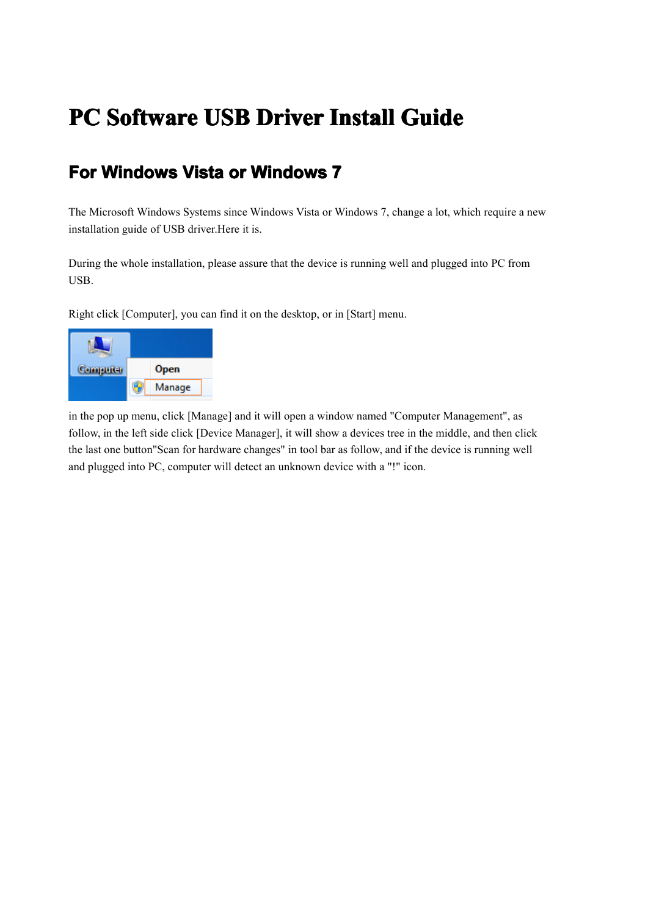# PC Software USB Driver Install Guide

## For Windows Vista or Windows 7

The Microsoft Windows Systems since Windows Vista or Windows 7, change a lot, which require a new installation guide of USB driver.Here it is.

During the whole installation, please assure that the device is running well and plugged into PC from USB.

Right click [Computer], you can find it on the desktop, or in [Start] menu.

in the pop up menu, click [Manage] and it will open a window named "Computer Management", as follow, in the left side click [Device Manager], it will show a devices tree in the middle, and then click the last one button"Scan for hardware changes" in tool bar as follow, and if the device is running well and plugged into PC, computer will detect an unknown device with a "!" icon.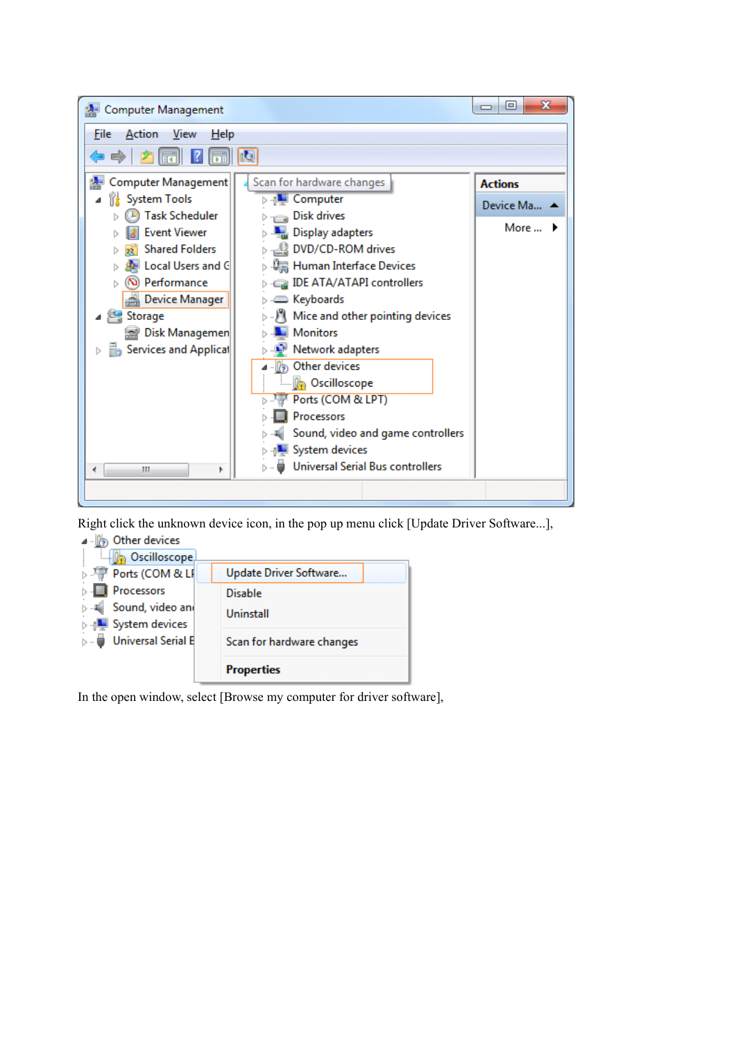Right click the unknown device icon, in the pop up menu click [Update Driver Software...],

In the open window, select [Browse my computer for driver software],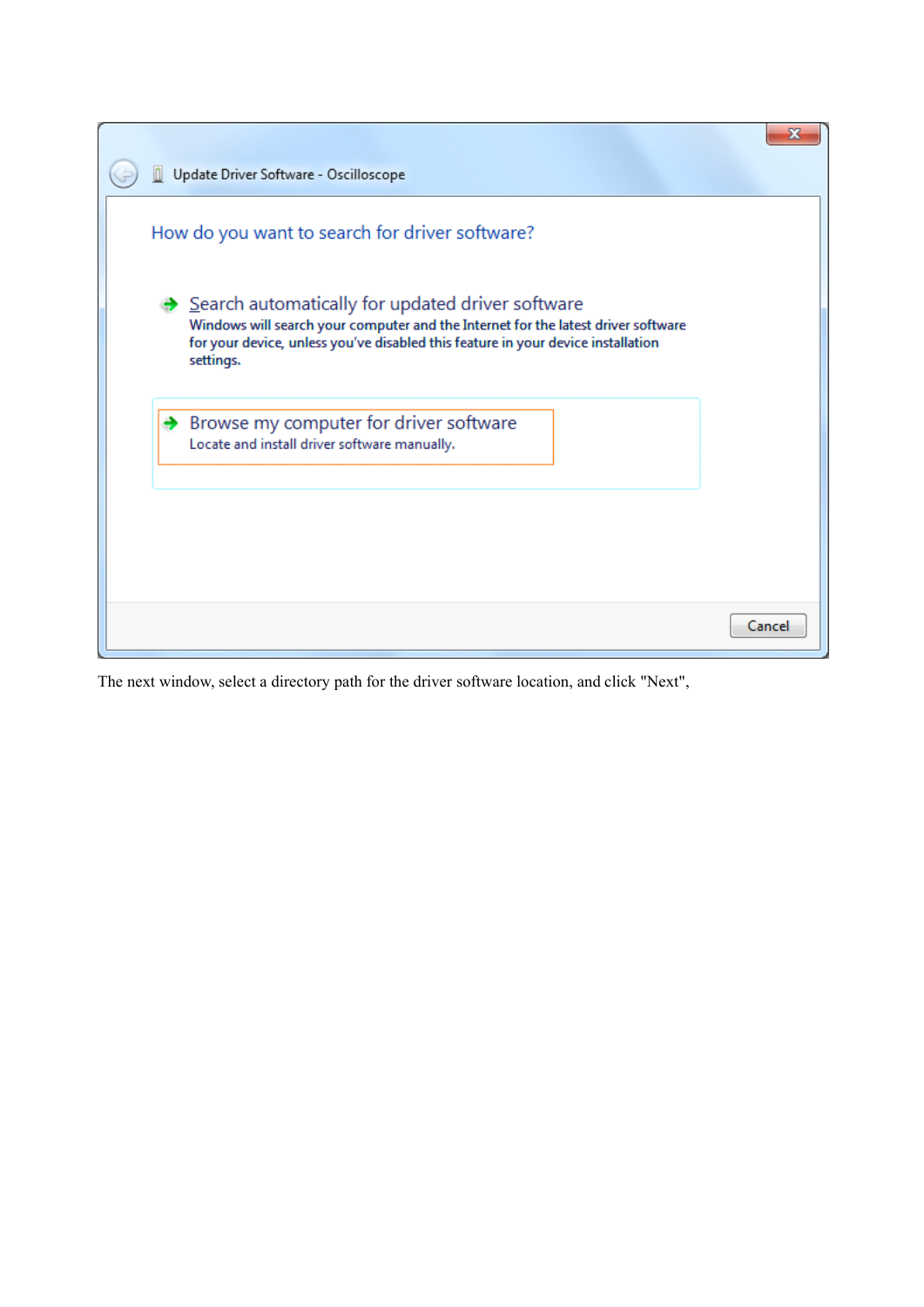The next window, select a directory path for the driver software location, and click "Next",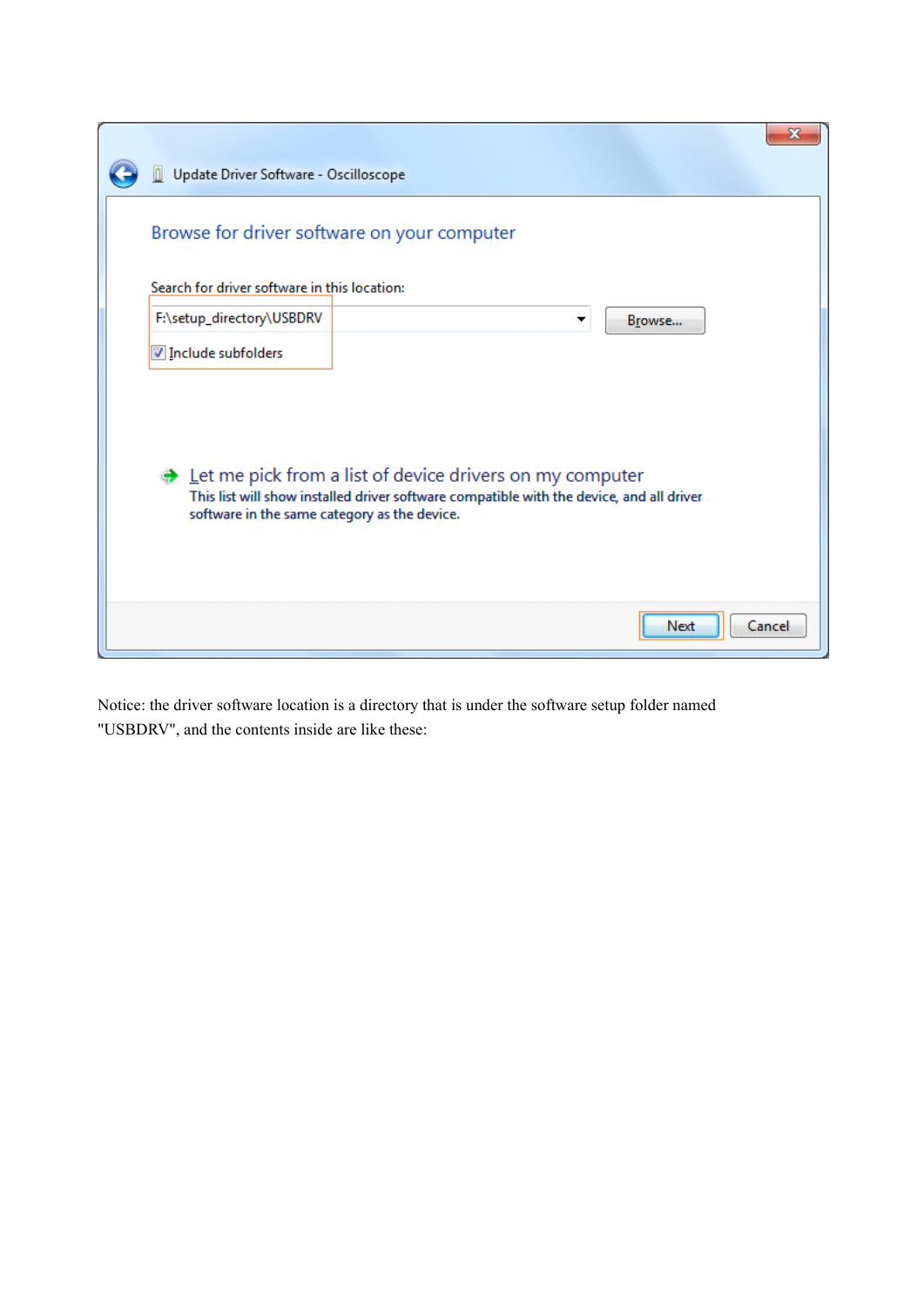Notice: the driver software location is a directory that is under the software setup folder named "USBDRV", and the contents inside are like these: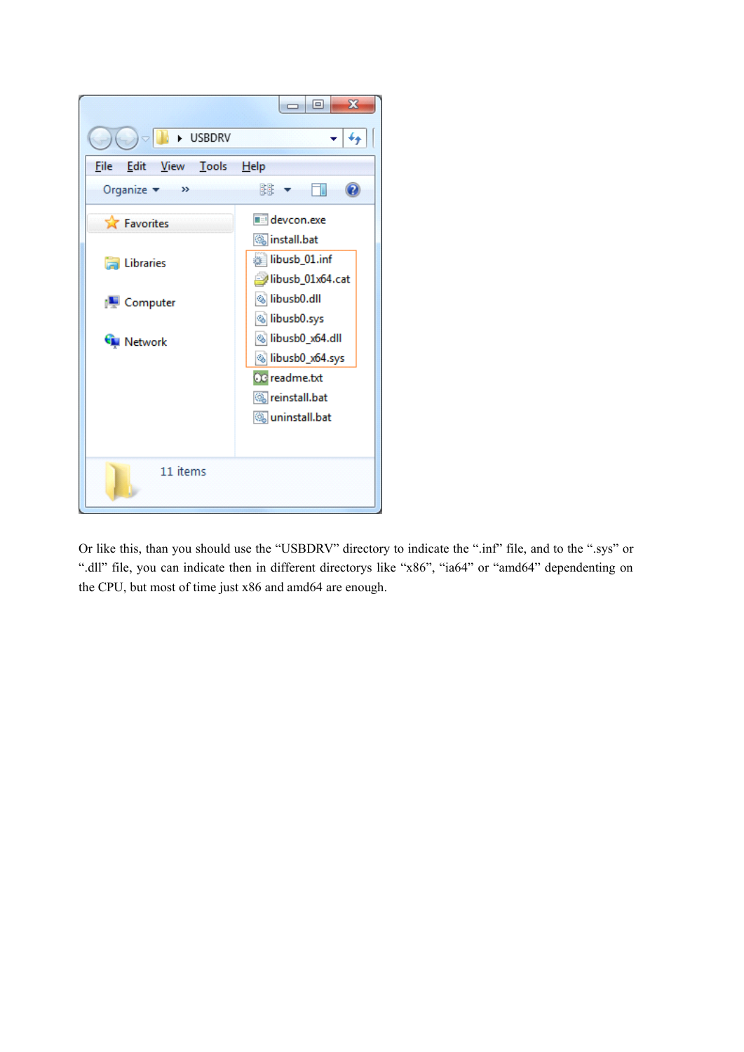Or like this, than you should use the “USBDRV” directory to indicate the “.inf” file, and to the “.sys” or “.dll” file, you can indicate then in different directorys like “x86”, “ia64” or “amd64” dependenting on the CPU, but most of time just x86 and amd64 are enough.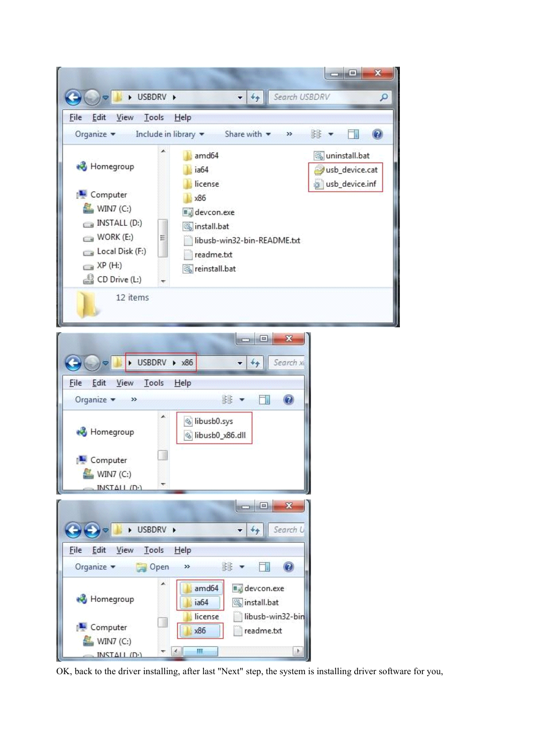OK, back to the driver installing, after last "Next" step, the system is installing driver software for you,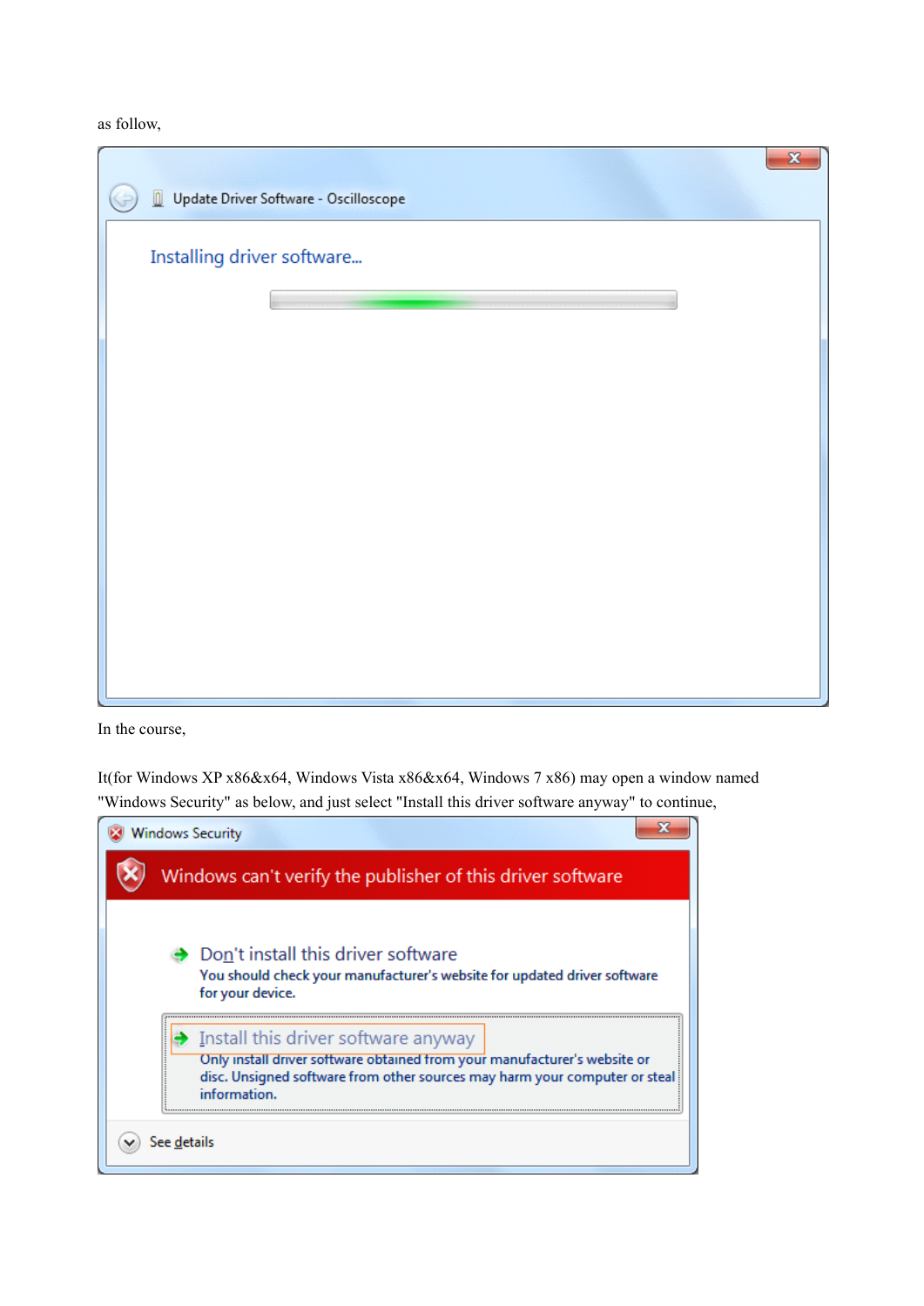as follow,

In the course,

It(for Windows XP x86&x64, Windows Vista x86&x64, Windows 7 x86) may open a window named "Windows Security" as below, and just select "Install this driver software anyway" to continue,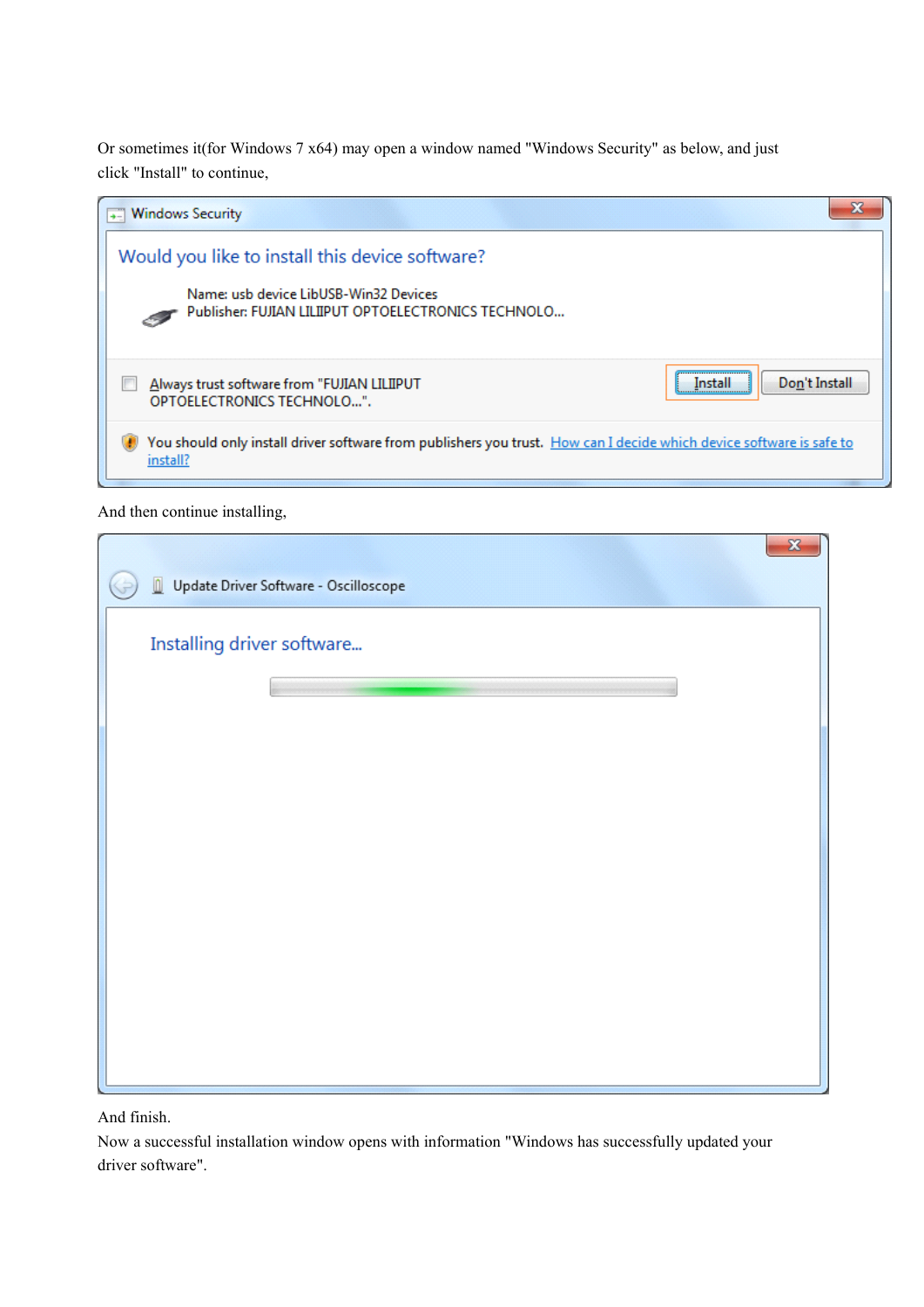Or sometimes it(for Windows 7 x64) may open a window named "Windows Security" as below, and just click "Install" to continue,

And then continue installing,

And finish.

Now a successful installation window opens with information "Windows has successfully updated your driver software".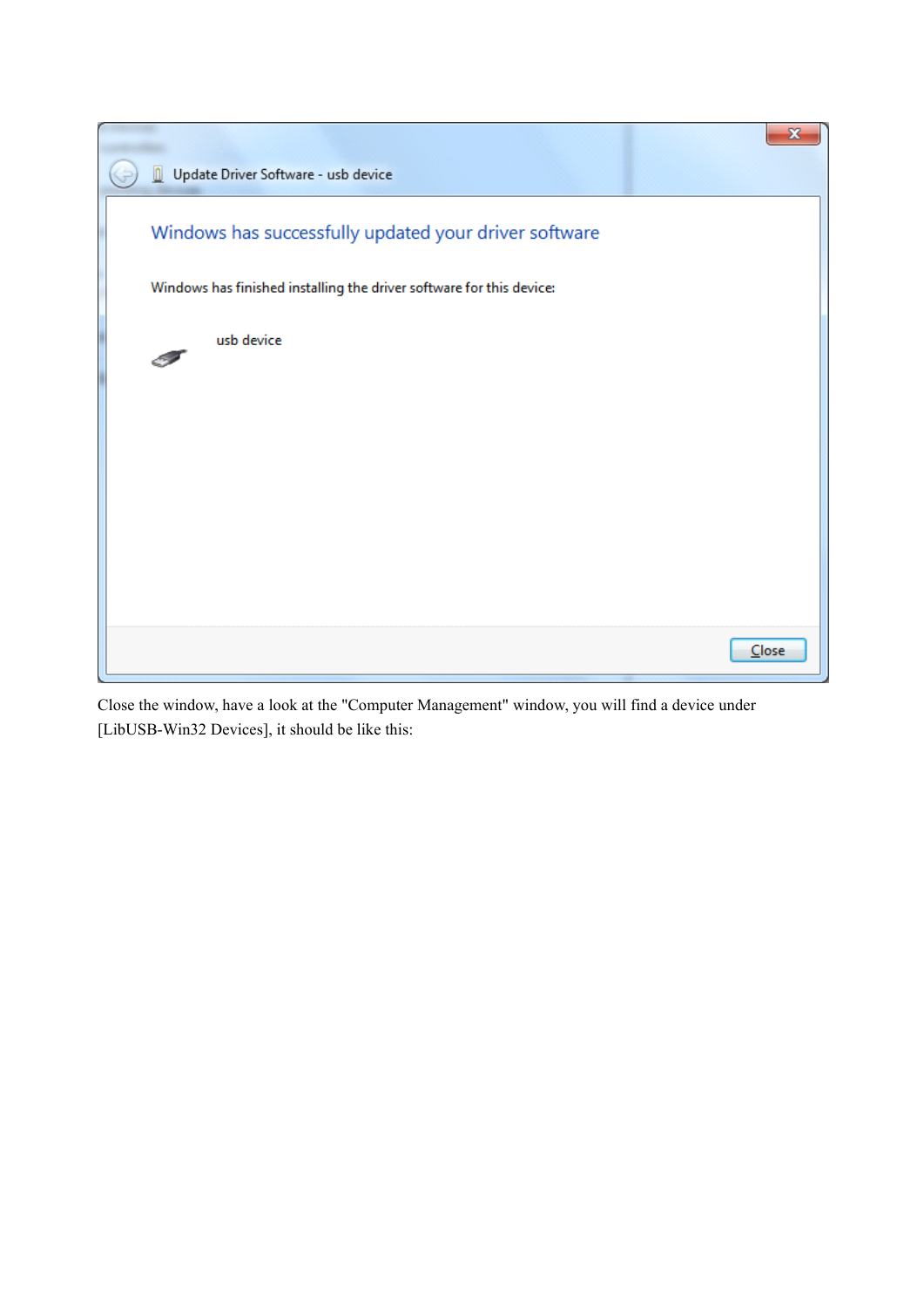Close the window, have a look at the "Computer Management" window, you will find a device under [LibUSB-Win32 Devices], it should be like this: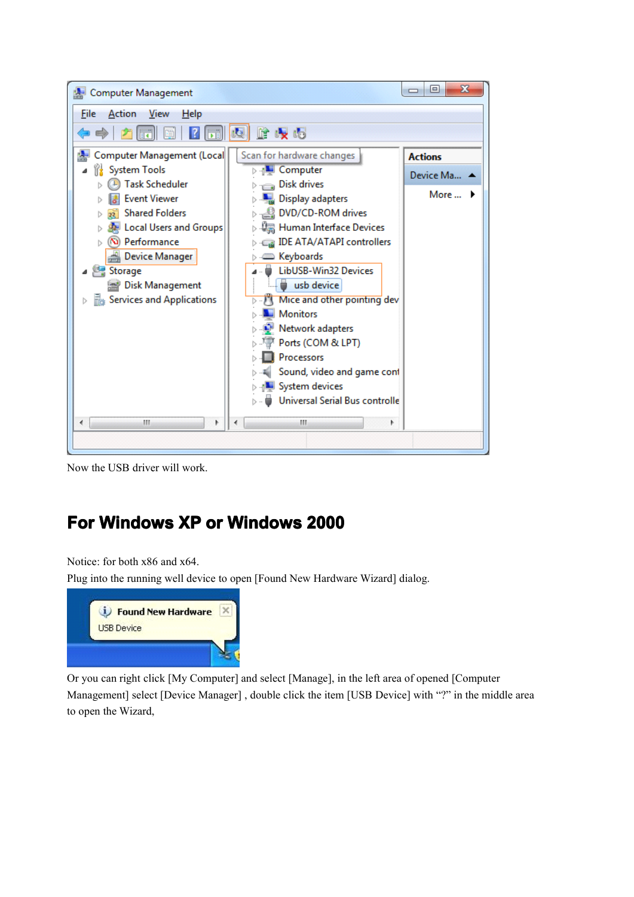Now the USB driver will work.

## For Windows XP or Windows 2000

Notice: for both x86 and x64.

Plug into the running well device to open [Found New Hardware Wizard] dialog.

Or you can right click [My Computer] and select [Manage], in the left area of opened [Computer Management] select [Device Manager] , double click the item [USB Device] with “?” in the middle area to open the Wizard,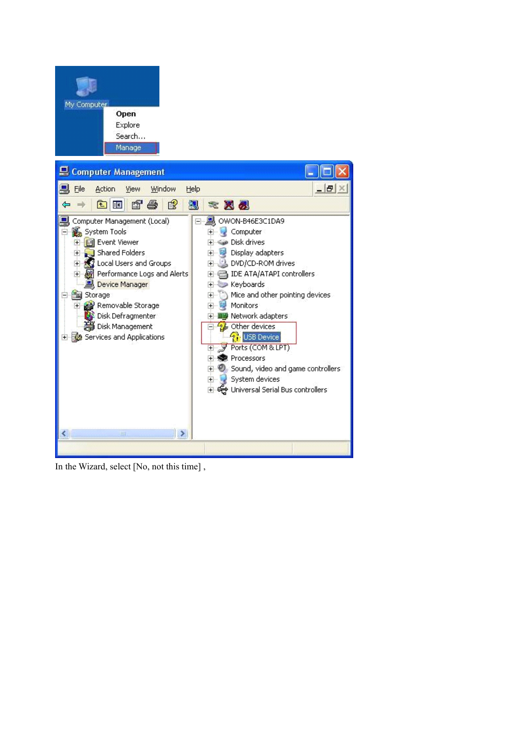In the Wizard, select [No, not this time] ,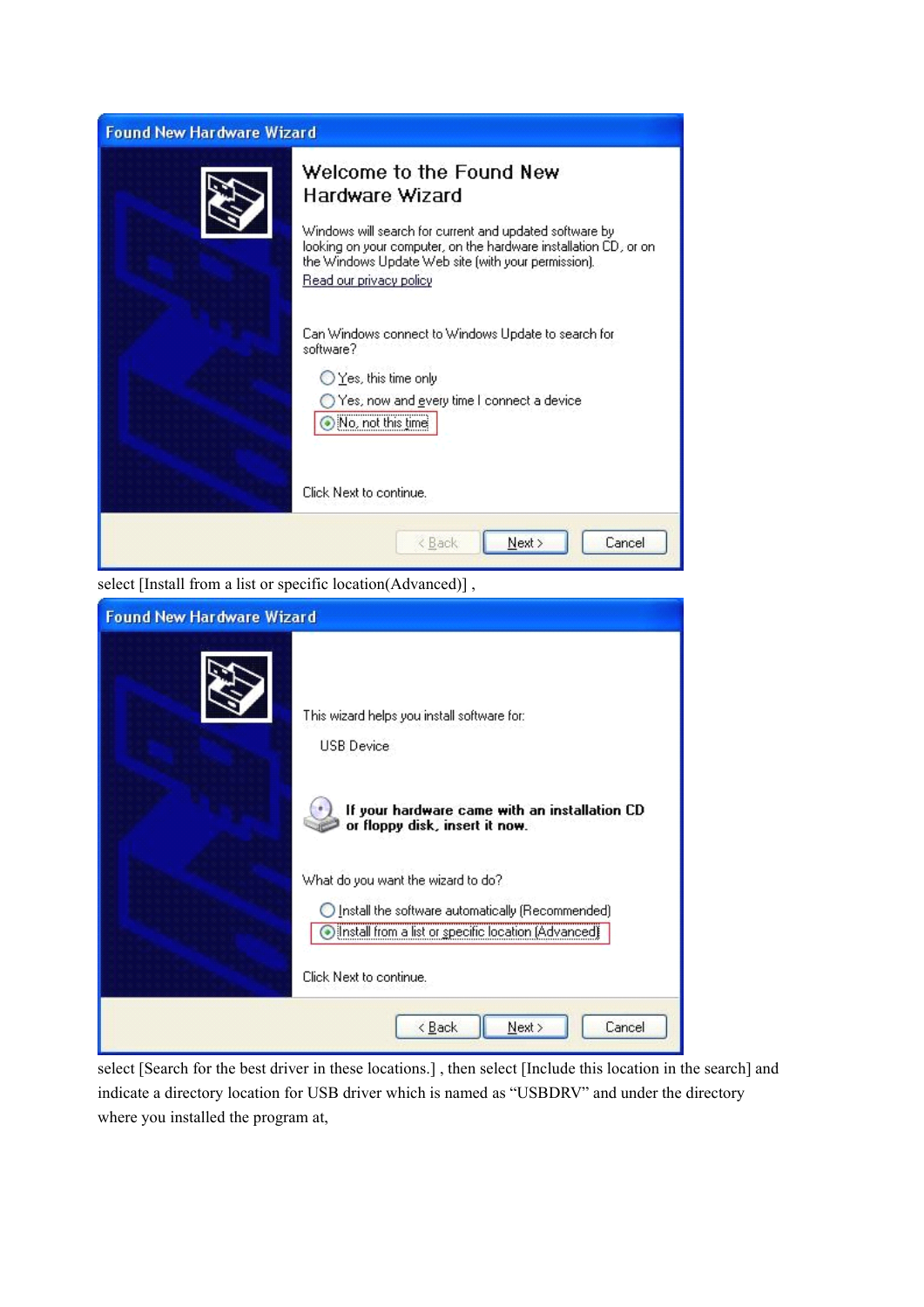Found New Hardware Wizard

Welcome to the Found New Hardware Wizard

Windows will search for current and updated software by looking on your computer, on the hardware installation CD, or on the Windows Update Web site (with your permission).

Read our privacy policy

Can Windows connect to Windows Update to search for software?

- Yes, this time only
- Yes, now and every time I connect a device
- No, not this time

Click Next to continue.

< Back | Next > | Cancel

select [Install from a list or specific location(Advanced)] ,

Found New Hardware Wizard

This wizard helps you install software for:

USB Device

**If your hardware came with an installation CD or floppy disk, insert it now.**

What do you want the wizard to do?

- Install the software automatically (Recommended)
- Install from a list or specific location (Advanced)

Click Next to continue.

< Back | Next > | Cancel

select [Search for the best driver in these locations.] , then select [Include this location in the search] and indicate a directory location for USB driver which is named as "USBDRV" and under the directory where you installed the program at,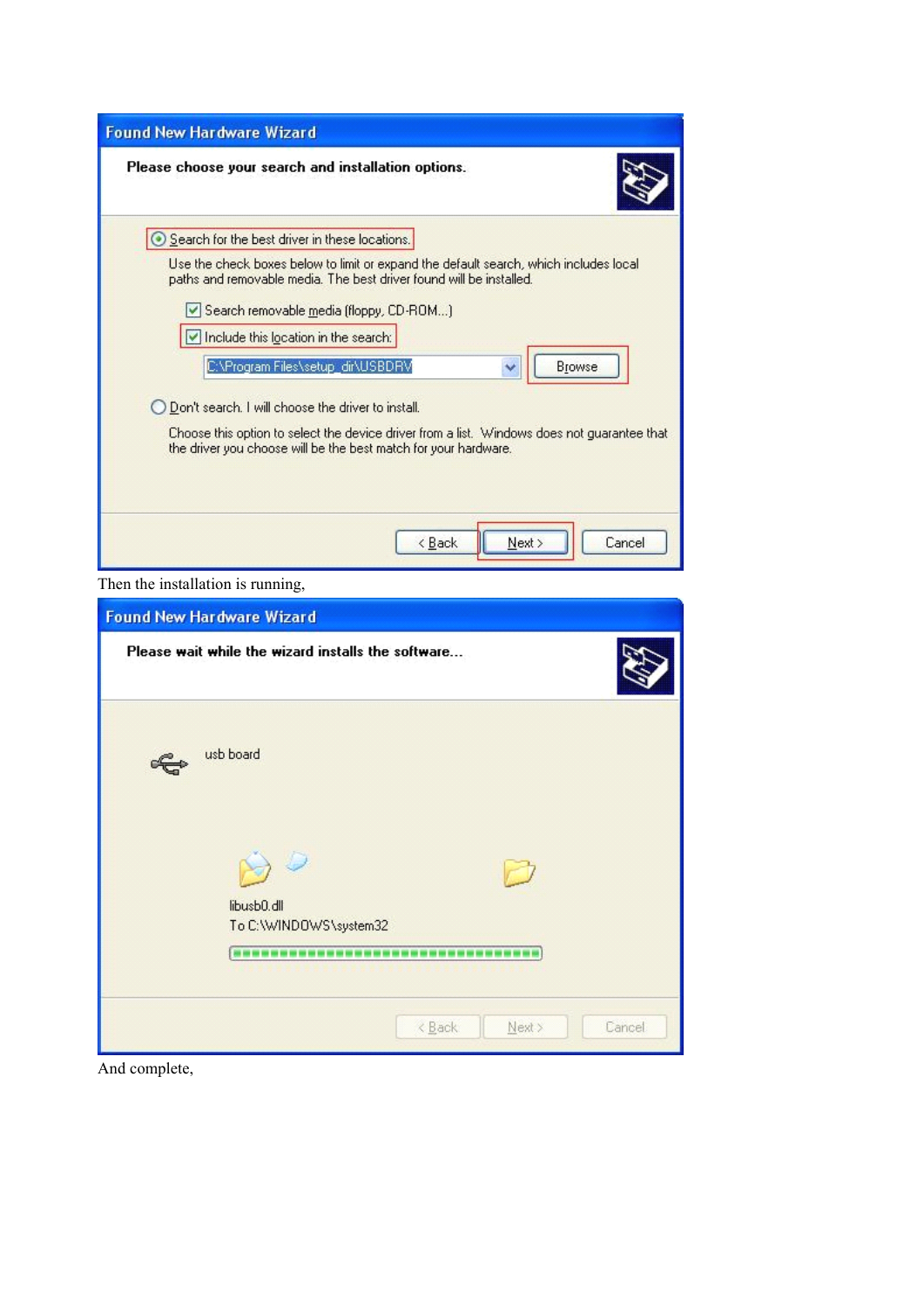Then the installation is running,

And complete,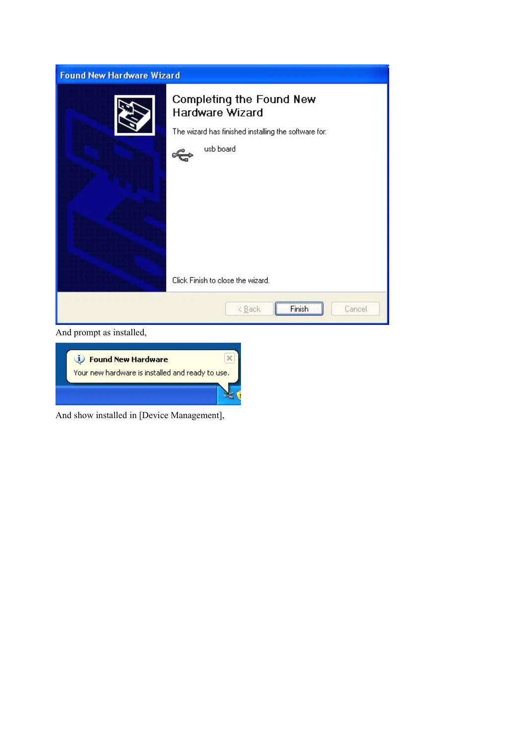And prompt as installed,

And show installed in [Device Management],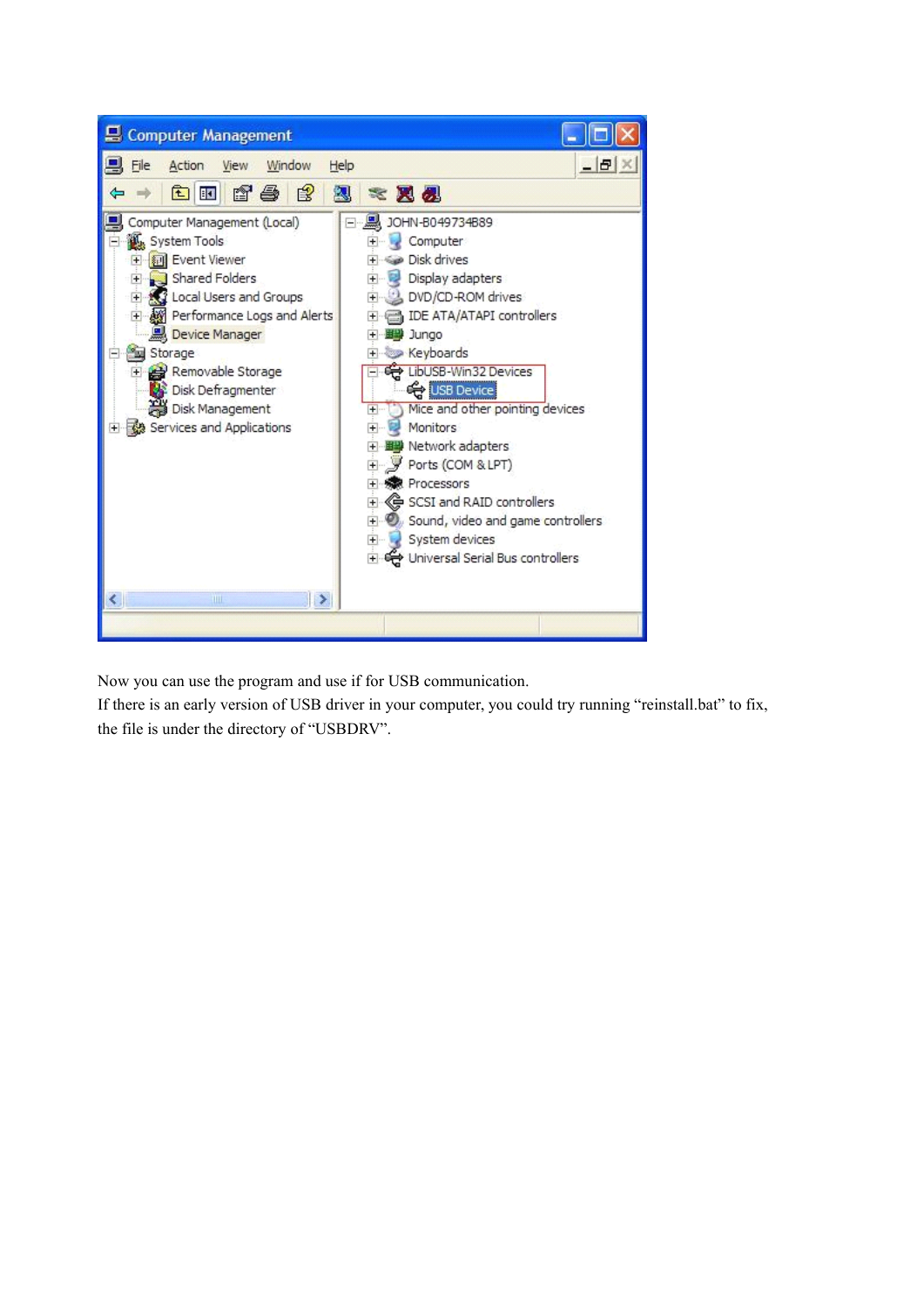Now you can use the program and use if for USB communication.
If there is an early version of USB driver in your computer, you could try running “reinstall.bat” to fix, the file is under the directory of “USBDRV”.